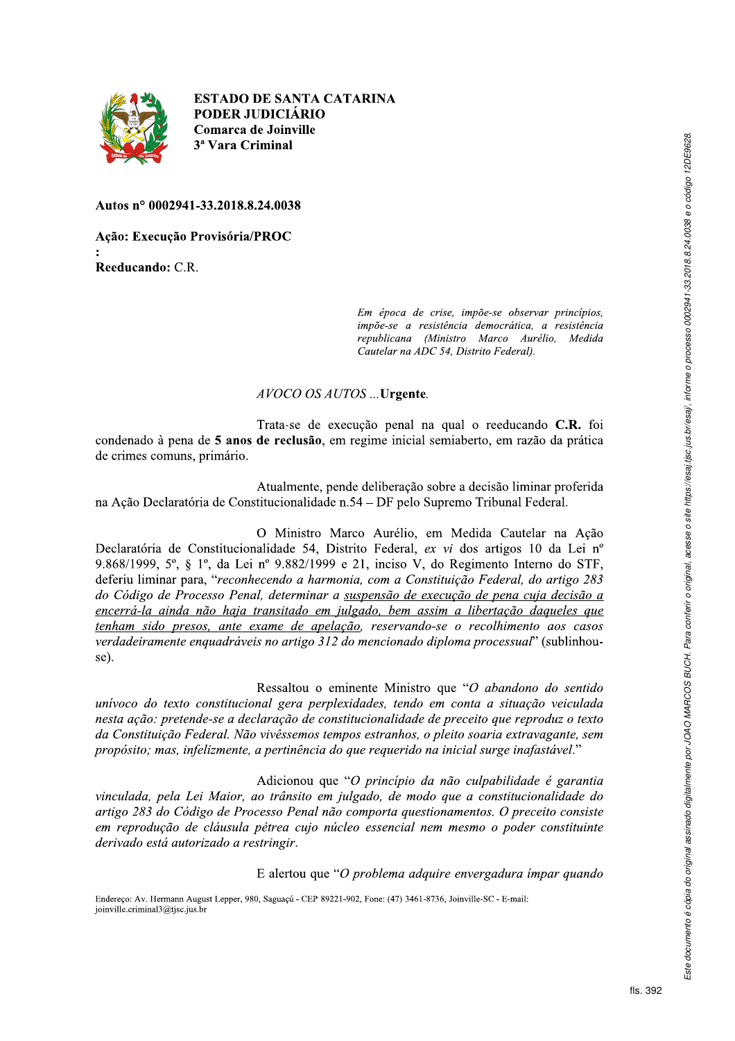**ESTADO DE SANTA CATARINA**
**PODER JUDICIÁRIO**
**Comarca de Joinville**
**3ª Vara Criminal**

**Autos n° 0002941-33.2018.8.24.0038**

**Ação: Execução Provisória/PROC**
**:**
**Reeducando:** C.R.

> *Em época de crise, impõe-se observar princípios, impõe-se a resistência democrática, a resistência republicana (Ministro Marco Aurélio, Medida Cautelar na ADC 54, Distrito Federal).*

*AVOCO OS AUTOS* ...**Urgente**.

Trata-se de execução penal na qual o reeducando **C.R.** foi condenado à pena de **5 anos de reclusão**, em regime inicial semiaberto, em razão da prática de crimes comuns, primário.

Atualmente, pende deliberação sobre a decisão liminar proferida na Ação Declaratória de Constitucionalidade n.54 – DF pelo Supremo Tribunal Federal.

O Ministro Marco Aurélio, em Medida Cautelar na Ação Declaratória de Constitucionalidade 54, Distrito Federal, *ex vi* dos artigos 10 da Lei nº 9.868/1999, 5º, § 1º, da Lei nº 9.882/1999 e 21, inciso V, do Regimento Interno do STF, deferiu liminar para, "*reconhecendo a harmonia, com a Constituição Federal, do artigo 283 do Código de Processo Penal, determinar a suspensão de execução de pena cuja decisão a encerrá-la ainda não haja transitado em julgado, bem assim a libertação daqueles que tenham sido presos, ante exame de apelação, reservando-se o recolhimento aos casos verdadeiramente enquadráveis no artigo 312 do mencionado diploma processual*" (sublinhou-se).

Ressaltou o eminente Ministro que "*O abandono do sentido unívoco do texto constitucional gera perplexidades, tendo em conta a situação veiculada nesta ação: pretende-se a declaração de constitucionalidade de preceito que reproduz o texto da Constituição Federal. Não vivêssemos tempos estranhos, o pleito soaria extravagante, sem propósito; mas, infelizmente, a pertinência do que requerido na inicial surge inafastável.*"

Adicionou que "*O princípio da não culpabilidade é garantia vinculada, pela Lei Maior, ao trânsito em julgado, de modo que a constitucionalidade do artigo 283 do Código de Processo Penal não comporta questionamentos. O preceito consiste em reprodução de cláusula pétrea cujo núcleo essencial nem mesmo o poder constituinte derivado está autorizado a restringir.*

E alertou que "*O problema adquire envergadura ímpar quando*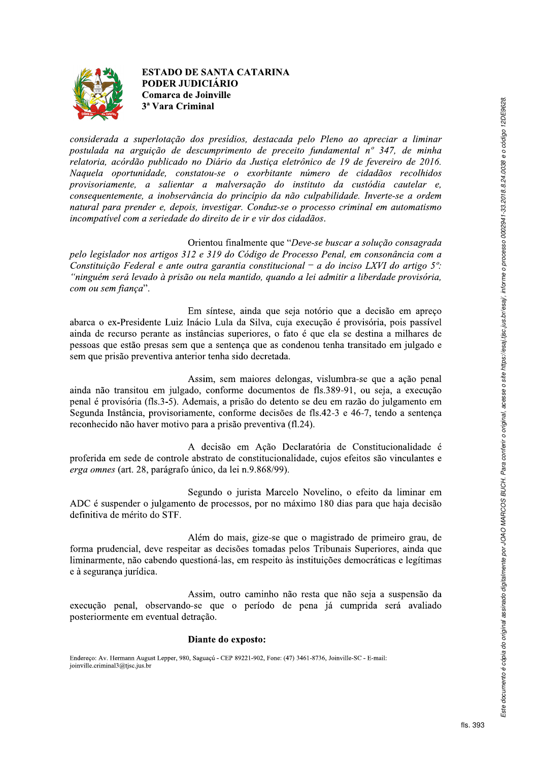*considerada a superlotação dos presídios, destacada pelo Pleno ao apreciar a liminar postulada na arguição de descumprimento de preceito fundamental nº 347, de minha relatoria, acórdão publicado no Diário da Justiça eletrônico de 19 de fevereiro de 2016. Naquela oportunidade, constatou-se o exorbitante número de cidadãos recolhidos provisoriamente, a salientar a malversação do instituto da custódia cautelar e, consequentemente, a inobservância do princípio da não culpabilidade. Inverte-se a ordem natural para prender e, depois, investigar. Conduz-se o processo criminal em automatismo incompatível com a seriedade do direito de ir e vir dos cidadãos.*

Orientou finalmente que "*Deve-se buscar a solução consagrada pelo legislador nos artigos 312 e 319 do Código de Processo Penal, em consonância com a Constituição Federal e ante outra garantia constitucional – a do inciso LXVI do artigo 5º: "ninguém será levado à prisão ou nela mantido, quando a lei admitir a liberdade provisória, com ou sem fiança*".

Em síntese, ainda que seja notório que a decisão em apreço abarca o ex-Presidente Luiz Inácio Lula da Silva, cuja execução é provisória, pois passível ainda de recurso perante as instâncias superiores, o fato é que ela se destina a milhares de pessoas que estão presas sem que a sentença que as condenou tenha transitado em julgado e sem que prisão preventiva anterior tenha sido decretada.

Assim, sem maiores delongas, vislumbra-se que a ação penal ainda não transitou em julgado, conforme documentos de fls.389-91, ou seja, a execução penal é provisória (fls.3-5). Ademais, a prisão do detento se deu em razão do julgamento em Segunda Instância, provisoriamente, conforme decisões de fls.42-3 e 46-7, tendo a sentença reconhecido não haver motivo para a prisão preventiva (fl.24).

A decisão em Ação Declaratória de Constitucionalidade é proferida em sede de controle abstrato de constitucionalidade, cujos efeitos são vinculantes e *erga omnes* (art. 28, parágrafo único, da lei n.9.868/99).

Segundo o jurista Marcelo Novelino, o efeito da liminar em ADC é suspender o julgamento de processos, por no máximo 180 dias para que haja decisão definitiva de mérito do STF.

Além do mais, gize-se que o magistrado de primeiro grau, de forma prudencial, deve respeitar as decisões tomadas pelos Tribunais Superiores, ainda que liminarmente, não cabendo questioná-las, em respeito às instituições democráticas e legítimas e à segurança jurídica.

Assim, outro caminho não resta que não seja a suspensão da execução penal, observando-se que o período de pena já cumprida será avaliado posteriormente em eventual detração.

**Diante do exposto:**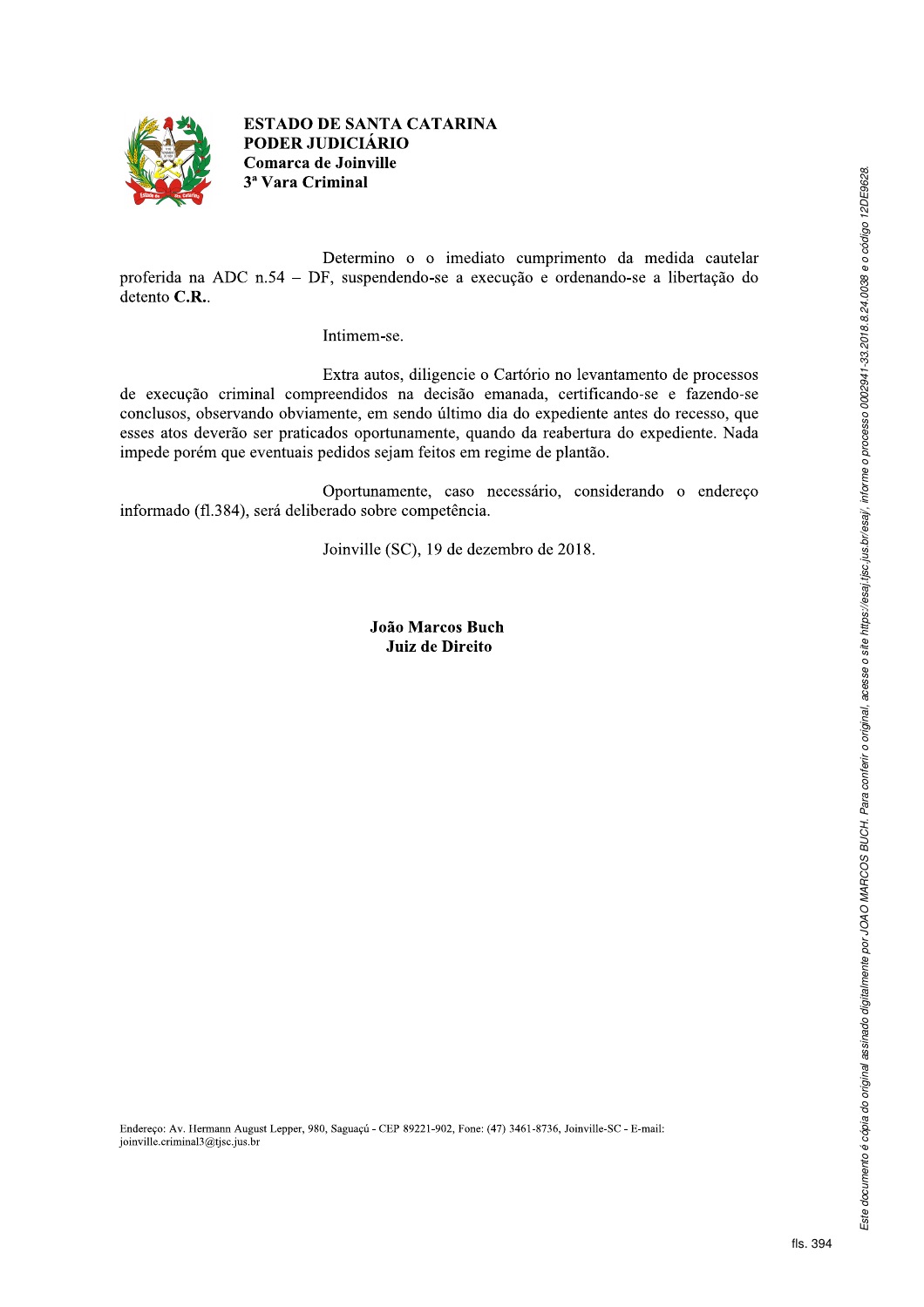**ESTADO DE SANTA CATARINA**
**PODER JUDICIÁRIO**
**Comarca de Joinville**
**3ª Vara Criminal**

Determino o o imediato cumprimento da medida cautelar proferida na ADC n.54 – DF, suspendendo-se a execução e ordenando-se a libertação do detento **C.R.**.

Intimem-se.

Extra autos, diligencie o Cartório no levantamento de processos de execução criminal compreendidos na decisão emanada, certificando-se e fazendo-se conclusos, observando obviamente, em sendo último dia do expediente antes do recesso, que esses atos deverão ser praticados oportunamente, quando da reabertura do expediente. Nada impede porém que eventuais pedidos sejam feitos em regime de plantão.

Oportunamente, caso necessário, considerando o endereço informado (fl.384), será deliberado sobre competência.

Joinville (SC), 19 de dezembro de 2018.

**João Marcos Buch**
**Juiz de Direito**

Endereço: Av. Hermann August Lepper, 980, Saguaçú - CEP 89221-902, Fone: (47) 3461-8736, Joinville-SC - E-mail: joinville.criminal3@tjsc.jus.br

*Este documento é cópia do original assinado digitalmente por JOAO MARCOS BUCH. Para conferir o original, acesse o site https://esaj.tjsc.jus.br/esaj, informe o processo 0002941-33.2018.8.24.0038 e o código 12DE9628.*